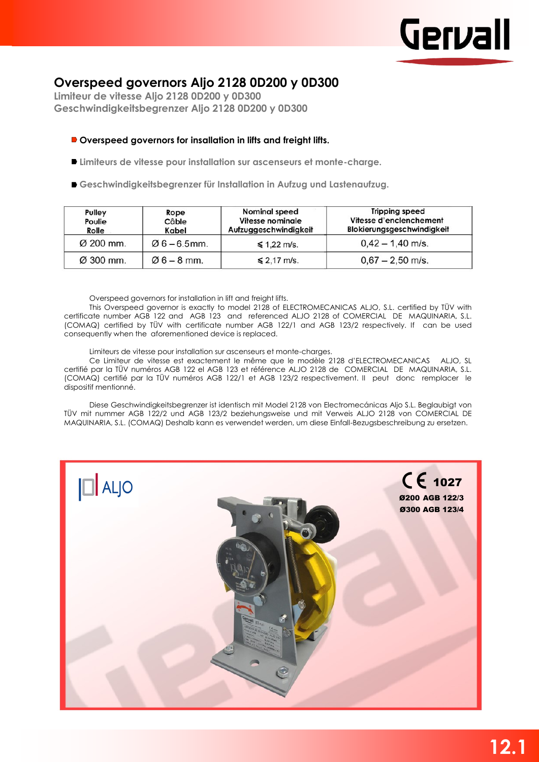# Overspeed governors Aljo 2128 0D200 y 0D300

**Limiteur de vitesse Aljo 2128 0D200 y 0D300**
**Geschwindigkeitsbegrenzer Aljo 2128 0D200 y 0D300**

- **Overspeed governors for insallation in lifts and freight lifts.**
- **Limiteurs de vitesse pour installation sur ascenseurs et monte-charge.**
- **Geschwindigkeitsbegrenzer für Installation in Aufzug und Lastenaufzug.**

| Pulley<br>Poulie<br>Rolle | Rope<br>Câble<br>Kabel | Nominal speed<br>Vitesse nominale<br>Aufzuggeschwindigkeit | Tripping speed<br>Vitesse d'enclenchement<br>Blokierungsgeschwindigkeit |
|---|---|---|---|
| Ø 200 mm. | Ø 6 – 6.5mm. | ≤ 1,22 m/s. | 0,42 – 1,40 m/s. |
| Ø 300 mm. | Ø 6 – 8 mm. | ≤ 2,17 m/s. | 0,67 – 2,50 m/s. |

Overspeed governors for installation in lift and freight lifts.
This Overspeed governor is exactly to model 2128 of ELECTROMECANICAS ALJO, S.L. certified by TÜV with certificate number AGB 122 and AGB 123 and referenced ALJO 2128 of COMERCIAL DE MAQUINARIA, S.L. (COMAQ) certified by TÜV with certificate number AGB 122/1 and AGB 123/2 respectively. If can be used consequently when the aforementioned device is replaced.

Limiteurs de vitesse pour installation sur ascenseurs et monte-charges.
Ce Limiteur de vitesse est exactement le même que le modèle 2128 d'ELECTROMECANICAS ALJO, SL certifié par la TÜV numéros AGB 122 el AGB 123 et référence ALJO 2128 de COMERCIAL DE MAQUINARIA, S.L. (COMAQ) certifié par la TÜV numéros AGB 122/1 et AGB 123/2 respectivement. Il peut donc remplacer le dispositif mentionné.

Diese Geschwindigkeitsbegrenzer ist identisch mit Model 2128 von Electromecánicas Aljo S.L. Beglaubigt von TÜV mit nummer AGB 122/2 und AGB 123/2 beziehungsweise und mit Verweis ALJO 2128 von COMERCIAL DE MAQUINARIA, S.L. (COMAQ) Deshalb kann es verwendet werden, um diese Einfall-Bezugsbeschreibung zu ersetzen.

ALJO

CE 1027
**Ø200 AGB 122/3**
**Ø300 AGB 123/4**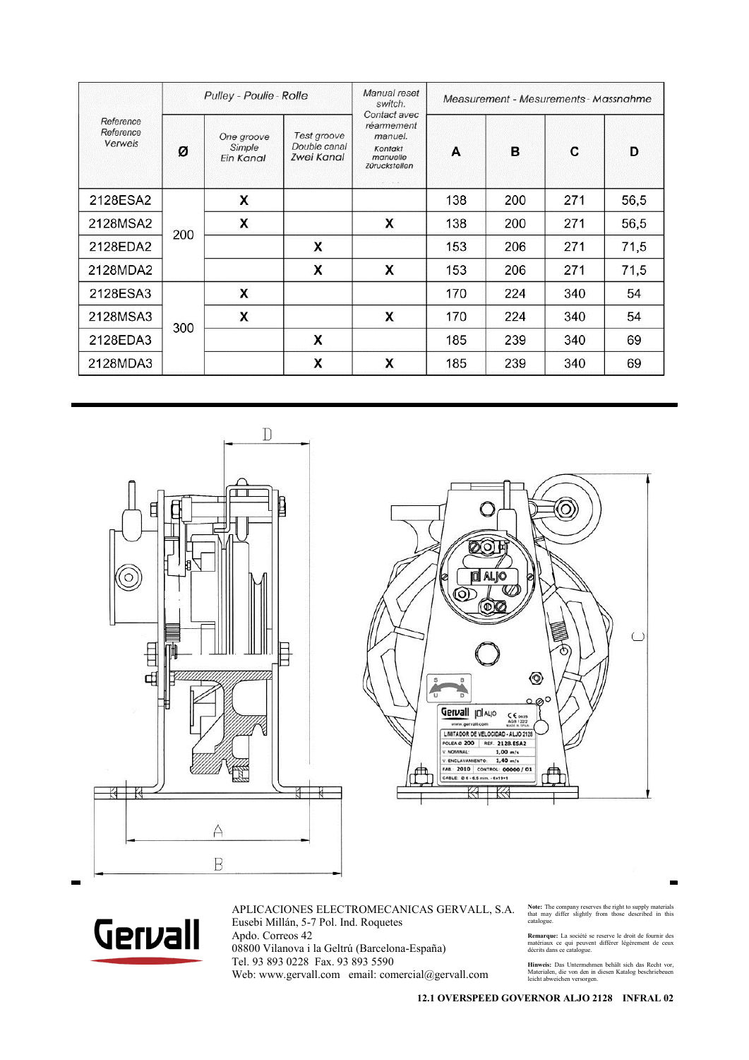| Reference Reference Verweis | Pulley - Poulie - Rolle | | | Manual reset switch. Contact avec réarmement manuel. Kontakt manuelle zurückstellen | Measurement - Mesurements - Massnahme | | | |
|---|---|---|---|---|---|---|---|---|
| | Ø | One groove Simple Ein Kanal | Test groove Double canal Zwei Kanal | | A | B | C | D |
| 2128ESA2 | 200 | X | | | 138 | 200 | 271 | 56,5 |
| 2128MSA2 | | X | | X | 138 | 200 | 271 | 56,5 |
| 2128EDA2 | | | X | | 153 | 206 | 271 | 71,5 |
| 2128MDA2 | | | X | X | 153 | 206 | 271 | 71,5 |
| 2128ESA3 | 300 | X | | | 170 | 224 | 340 | 54 |
| 2128MSA3 | | X | | X | 170 | 224 | 340 | 54 |
| 2128EDA3 | | | X | | 185 | 239 | 340 | 69 |
| 2128MDA3 | | | X | X | 185 | 239 | 340 | 69 |

D

C

A

B

Gervall

APLICACIONES ELECTROMECANICAS GERVALL, S.A.
Eusebi Millán, 5-7 Pol. Ind. Roquetes
Apdo. Correos 42
08800 Vilanova i la Geltrú (Barcelona-España)
Tel. 93 893 0228 Fax. 93 893 5590
Web: www.gervall.com email: comercial@gervall.com

**Note:** The company reserves the right to supply materials that may differ slightly from those described in this catalogue.

**Remarque:** La société se reserve le droit de fournir des matériaux ce qui peuvent différer légèrement de ceux décrits dans ce catalogue.

**Hinweis:** Das Unternehmen behält sich das Recht vor, Materialen, die von den in diesen Katalog beschriebenen leicht abweichen versorgen.

**12.1 OVERSPEED GOVERNOR ALJO 2128 INFRAL 02**